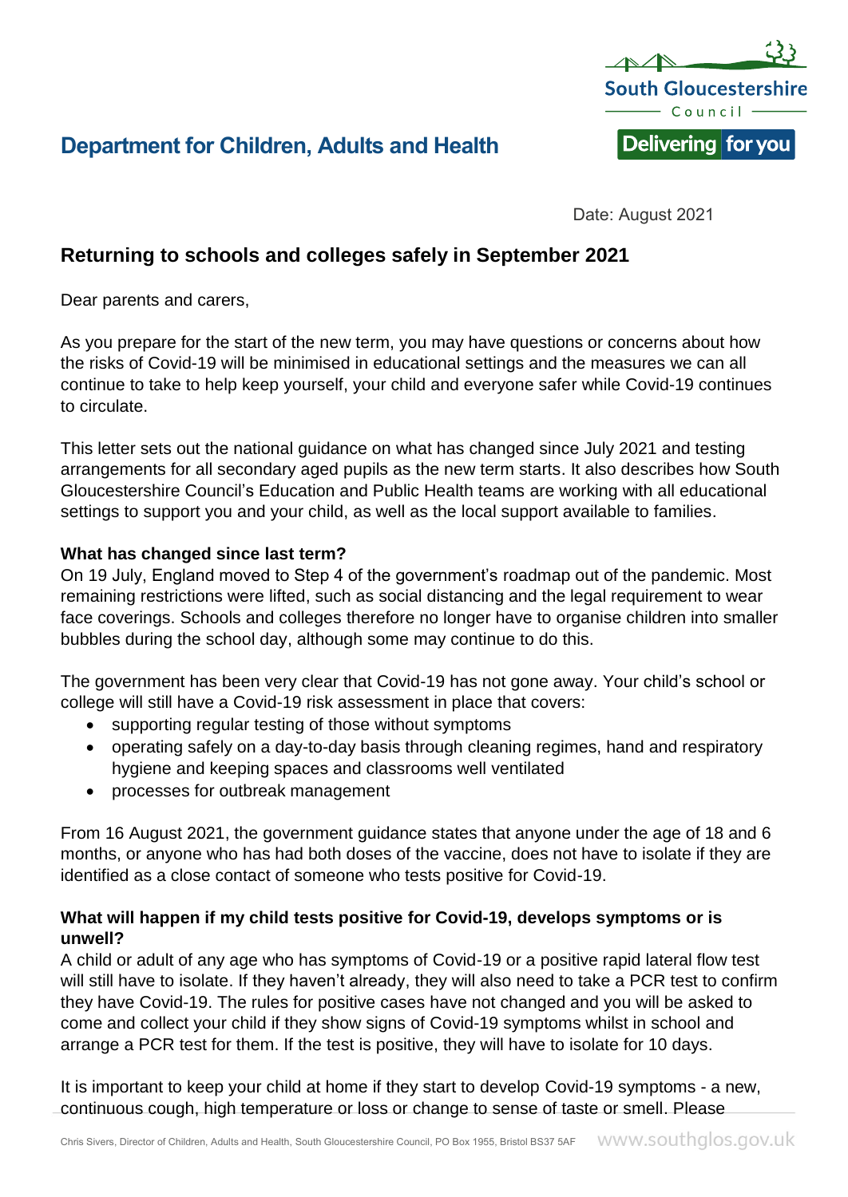South Gloucestershire Council

Delivering for you

## Department for Children, Adults and Health

Date: August 2021

# Returning to schools and colleges safely in September 2021

Dear parents and carers,

As you prepare for the start of the new term, you may have questions or concerns about how the risks of Covid-19 will be minimised in educational settings and the measures we can all continue to take to help keep yourself, your child and everyone safer while Covid-19 continues to circulate.

This letter sets out the national guidance on what has changed since July 2021 and testing arrangements for all secondary aged pupils as the new term starts. It also describes how South Gloucestershire Council's Education and Public Health teams are working with all educational settings to support you and your child, as well as the local support available to families.

**What has changed since last term?**

On 19 July, England moved to Step 4 of the government's roadmap out of the pandemic. Most remaining restrictions were lifted, such as social distancing and the legal requirement to wear face coverings. Schools and colleges therefore no longer have to organise children into smaller bubbles during the school day, although some may continue to do this.

The government has been very clear that Covid-19 has not gone away. Your child's school or college will still have a Covid-19 risk assessment in place that covers:

- supporting regular testing of those without symptoms
- operating safely on a day-to-day basis through cleaning regimes, hand and respiratory hygiene and keeping spaces and classrooms well ventilated
- processes for outbreak management

From 16 August 2021, the government guidance states that anyone under the age of 18 and 6 months, or anyone who has had both doses of the vaccine, does not have to isolate if they are identified as a close contact of someone who tests positive for Covid-19.

**What will happen if my child tests positive for Covid-19, develops symptoms or is unwell?**

A child or adult of any age who has symptoms of Covid-19 or a positive rapid lateral flow test will still have to isolate. If they haven't already, they will also need to take a PCR test to confirm they have Covid-19. The rules for positive cases have not changed and you will be asked to come and collect your child if they show signs of Covid-19 symptoms whilst in school and arrange a PCR test for them. If the test is positive, they will have to isolate for 10 days.

It is important to keep your child at home if they start to develop Covid-19 symptoms - a new, continuous cough, high temperature or loss or change to sense of taste or smell. Please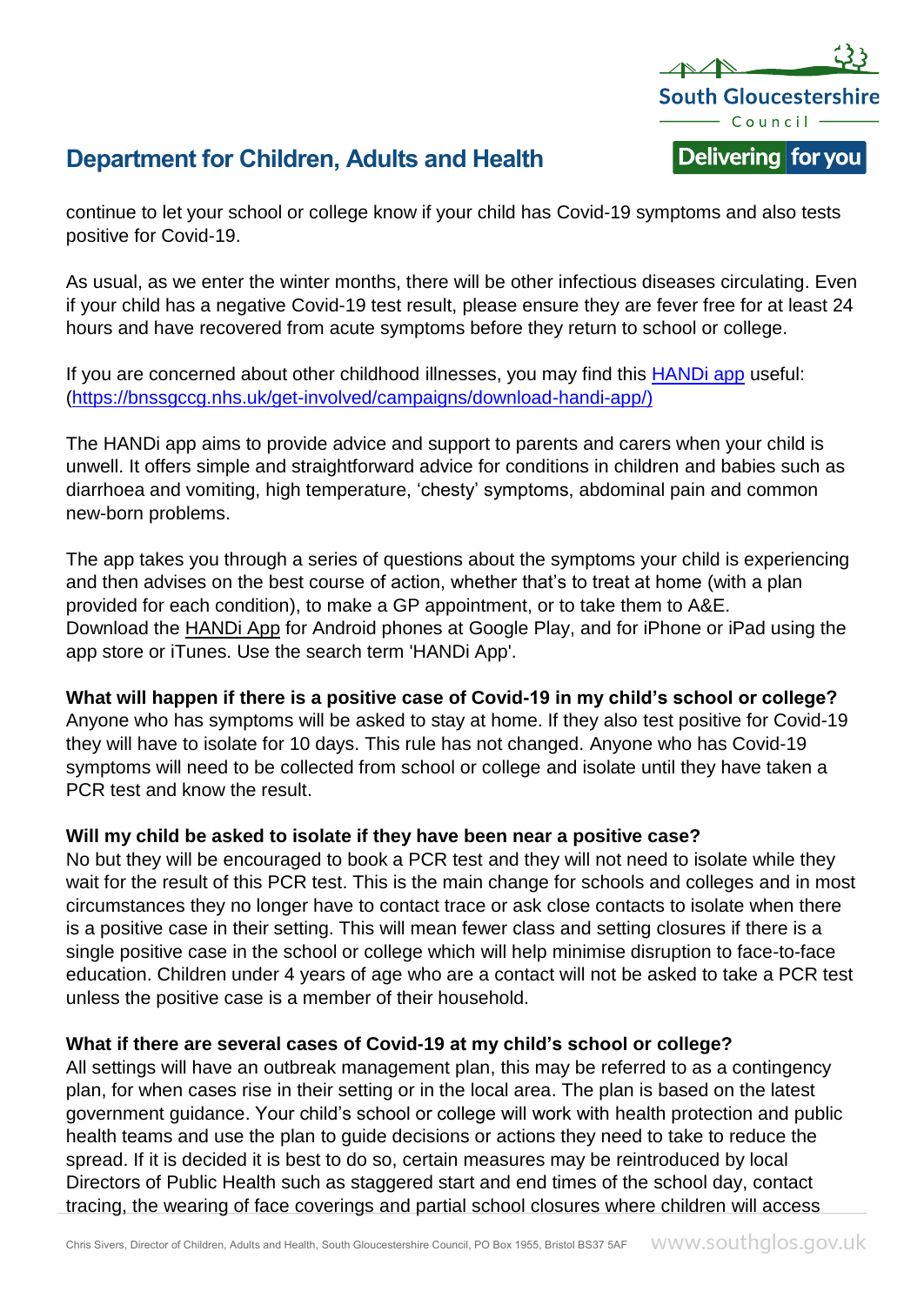continue to let your school or college know if your child has Covid-19 symptoms and also tests positive for Covid-19.

As usual, as we enter the winter months, there will be other infectious diseases circulating. Even if your child has a negative Covid-19 test result, please ensure they are fever free for at least 24 hours and have recovered from acute symptoms before they return to school or college.

If you are concerned about other childhood illnesses, you may find this [HANDi app](https://bnssgccg.nhs.uk/get-involved/campaigns/download-handi-app/) useful: (https://bnssgccg.nhs.uk/get-involved/campaigns/download-handi-app/)

The HANDi app aims to provide advice and support to parents and carers when your child is unwell. It offers simple and straightforward advice for conditions in children and babies such as diarrhoea and vomiting, high temperature, 'chesty' symptoms, abdominal pain and common new-born problems.

The app takes you through a series of questions about the symptoms your child is experiencing and then advises on the best course of action, whether that's to treat at home (with a plan provided for each condition), to make a GP appointment, or to take them to A&E. Download the HANDi App for Android phones at Google Play, and for iPhone or iPad using the app store or iTunes. Use the search term 'HANDi App'.

**What will happen if there is a positive case of Covid-19 in my child's school or college?**
Anyone who has symptoms will be asked to stay at home. If they also test positive for Covid-19 they will have to isolate for 10 days. This rule has not changed. Anyone who has Covid-19 symptoms will need to be collected from school or college and isolate until they have taken a PCR test and know the result.

**Will my child be asked to isolate if they have been near a positive case?**
No but they will be encouraged to book a PCR test and they will not need to isolate while they wait for the result of this PCR test. This is the main change for schools and colleges and in most circumstances they no longer have to contact trace or ask close contacts to isolate when there is a positive case in their setting. This will mean fewer class and setting closures if there is a single positive case in the school or college which will help minimise disruption to face-to-face education. Children under 4 years of age who are a contact will not be asked to take a PCR test unless the positive case is a member of their household.

**What if there are several cases of Covid-19 at my child's school or college?**
All settings will have an outbreak management plan, this may be referred to as a contingency plan, for when cases rise in their setting or in the local area. The plan is based on the latest government guidance. Your child's school or college will work with health protection and public health teams and use the plan to guide decisions or actions they need to take to reduce the spread. If it is decided it is best to do so, certain measures may be reintroduced by local Directors of Public Health such as staggered start and end times of the school day, contact tracing, the wearing of face coverings and partial school closures where children will access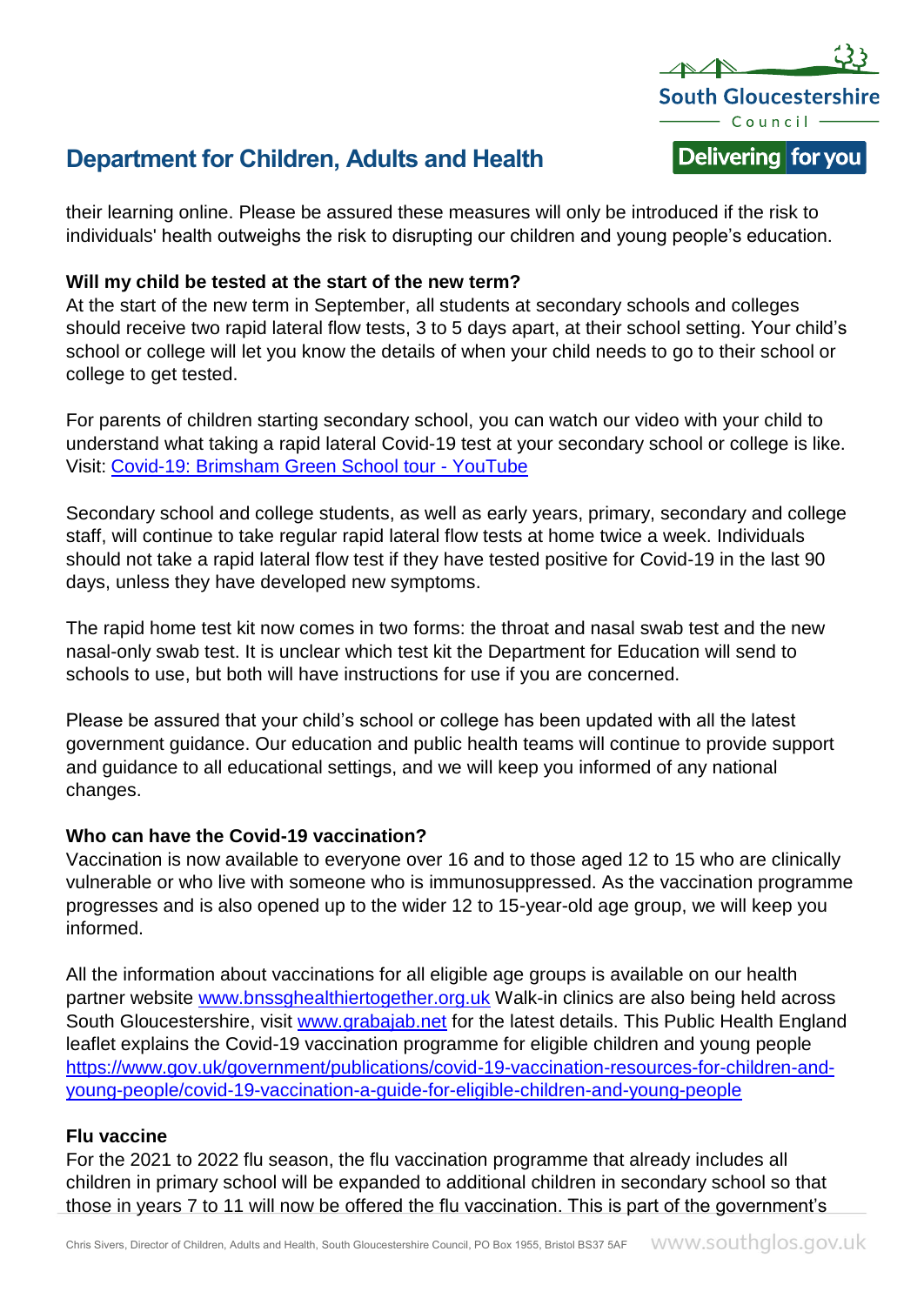their learning online. Please be assured these measures will only be introduced if the risk to individuals' health outweighs the risk to disrupting our children and young people's education.

**Will my child be tested at the start of the new term?**
At the start of the new term in September, all students at secondary schools and colleges should receive two rapid lateral flow tests, 3 to 5 days apart, at their school setting. Your child's school or college will let you know the details of when your child needs to go to their school or college to get tested.

For parents of children starting secondary school, you can watch our video with your child to understand what taking a rapid lateral Covid-19 test at your secondary school or college is like. Visit: [Covid-19: Brimsham Green School tour - YouTube]()

Secondary school and college students, as well as early years, primary, secondary and college staff, will continue to take regular rapid lateral flow tests at home twice a week. Individuals should not take a rapid lateral flow test if they have tested positive for Covid-19 in the last 90 days, unless they have developed new symptoms.

The rapid home test kit now comes in two forms: the throat and nasal swab test and the new nasal-only swab test. It is unclear which test kit the Department for Education will send to schools to use, but both will have instructions for use if you are concerned.

Please be assured that your child's school or college has been updated with all the latest government guidance. Our education and public health teams will continue to provide support and guidance to all educational settings, and we will keep you informed of any national changes.

**Who can have the Covid-19 vaccination?**
Vaccination is now available to everyone over 16 and to those aged 12 to 15 who are clinically vulnerable or who live with someone who is immunosuppressed. As the vaccination programme progresses and is also opened up to the wider 12 to 15-year-old age group, we will keep you informed.

All the information about vaccinations for all eligible age groups is available on our health partner website [www.bnssghealthiertogether.org.uk](www.bnssghealthiertogether.org.uk) Walk-in clinics are also being held across South Gloucestershire, visit [www.grabajab.net](www.grabajab.net) for the latest details. This Public Health England leaflet explains the Covid-19 vaccination programme for eligible children and young people [https://www.gov.uk/government/publications/covid-19-vaccination-resources-for-children-and-young-people/covid-19-vaccination-a-guide-for-eligible-children-and-young-people](https://www.gov.uk/government/publications/covid-19-vaccination-resources-for-children-and-young-people/covid-19-vaccination-a-guide-for-eligible-children-and-young-people)

**Flu vaccine**
For the 2021 to 2022 flu season, the flu vaccination programme that already includes all children in primary school will be expanded to additional children in secondary school so that those in years 7 to 11 will now be offered the flu vaccination. This is part of the government's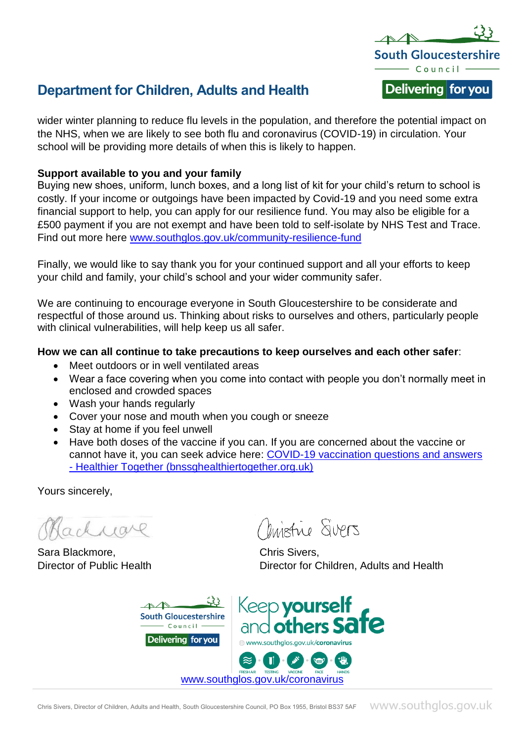## Department for Children, Adults and Health

wider winter planning to reduce flu levels in the population, and therefore the potential impact on the NHS, when we are likely to see both flu and coronavirus (COVID-19) in circulation. Your school will be providing more details of when this is likely to happen.

**Support available to you and your family**

Buying new shoes, uniform, lunch boxes, and a long list of kit for your child's return to school is costly. If your income or outgoings have been impacted by Covid-19 and you need some extra financial support to help, you can apply for our resilience fund. You may also be eligible for a £500 payment if you are not exempt and have been told to self-isolate by NHS Test and Trace. Find out more here [www.southglos.gov.uk/community-resilience-fund](www.southglos.gov.uk/community-resilience-fund)

Finally, we would like to say thank you for your continued support and all your efforts to keep your child and family, your child's school and your wider community safer.

We are continuing to encourage everyone in South Gloucestershire to be considerate and respectful of those around us. Thinking about risks to ourselves and others, particularly people with clinical vulnerabilities, will help keep us all safer.

**How we can all continue to take precautions to keep ourselves and each other safer**:

- Meet outdoors or in well ventilated areas
- Wear a face covering when you come into contact with people you don't normally meet in enclosed and crowded spaces
- Wash your hands regularly
- Cover your nose and mouth when you cough or sneeze
- Stay at home if you feel unwell
- Have both doses of the vaccine if you can. If you are concerned about the vaccine or cannot have it, you can seek advice here: [COVID-19 vaccination questions and answers - Healthier Together (bnssghealthiertogether.org.uk)](bnssghealthiertogether.org.uk)

Yours sincerely,

Sara Blackmore,
Director of Public Health

Chris Sivers,
Director for Children, Adults and Health

Keep yourself and others safe

www.southglos.gov.uk/coronavirus

FRESH AIR · TESTING · VACCINE · FACE · HANDS

[www.southglos.gov.uk/coronavirus](www.southglos.gov.uk/coronavirus)

Chris Sivers, Director of Children, Adults and Health, South Gloucestershire Council, PO Box 1955, Bristol BS37 5AF